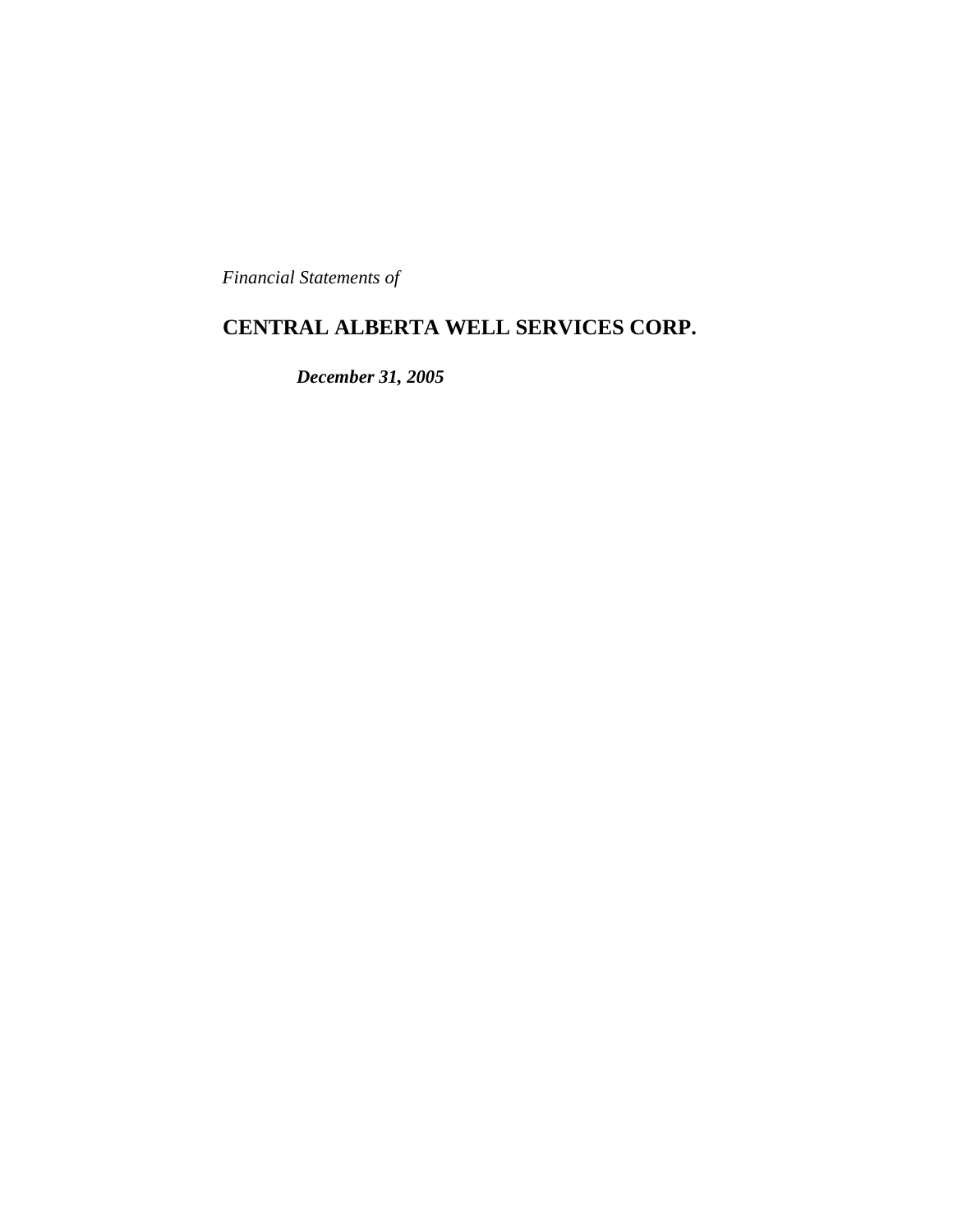*Financial Statements of*

# CENTRAL ALBERTA WELL SERVICES CORP.

***December 31, 2005***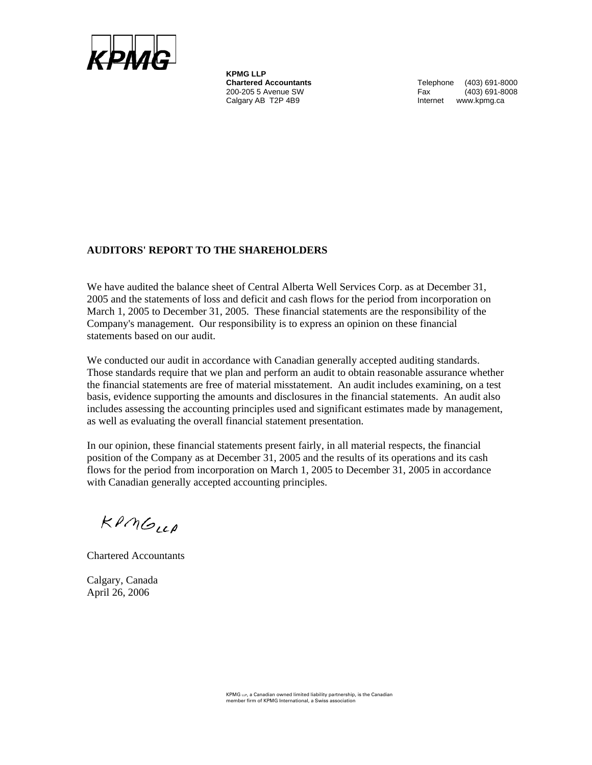**KPMG LLP**
**Chartered Accountants**
200-205 5 Avenue SW
Calgary AB T2P 4B9

Telephone (403) 691-8000
Fax (403) 691-8008
Internet www.kpmg.ca

## AUDITORS' REPORT TO THE SHAREHOLDERS

We have audited the balance sheet of Central Alberta Well Services Corp. as at December 31, 2005 and the statements of loss and deficit and cash flows for the period from incorporation on March 1, 2005 to December 31, 2005. These financial statements are the responsibility of the Company's management. Our responsibility is to express an opinion on these financial statements based on our audit.

We conducted our audit in accordance with Canadian generally accepted auditing standards. Those standards require that we plan and perform an audit to obtain reasonable assurance whether the financial statements are free of material misstatement. An audit includes examining, on a test basis, evidence supporting the amounts and disclosures in the financial statements. An audit also includes assessing the accounting principles used and significant estimates made by management, as well as evaluating the overall financial statement presentation.

In our opinion, these financial statements present fairly, in all material respects, the financial position of the Company as at December 31, 2005 and the results of its operations and its cash flows for the period from incorporation on March 1, 2005 to December 31, 2005 in accordance with Canadian generally accepted accounting principles.

KPMG LLP

Chartered Accountants

Calgary, Canada
April 26, 2006

KPMG LLP, a Canadian owned limited liability partnership, is the Canadian member firm of KPMG International, a Swiss association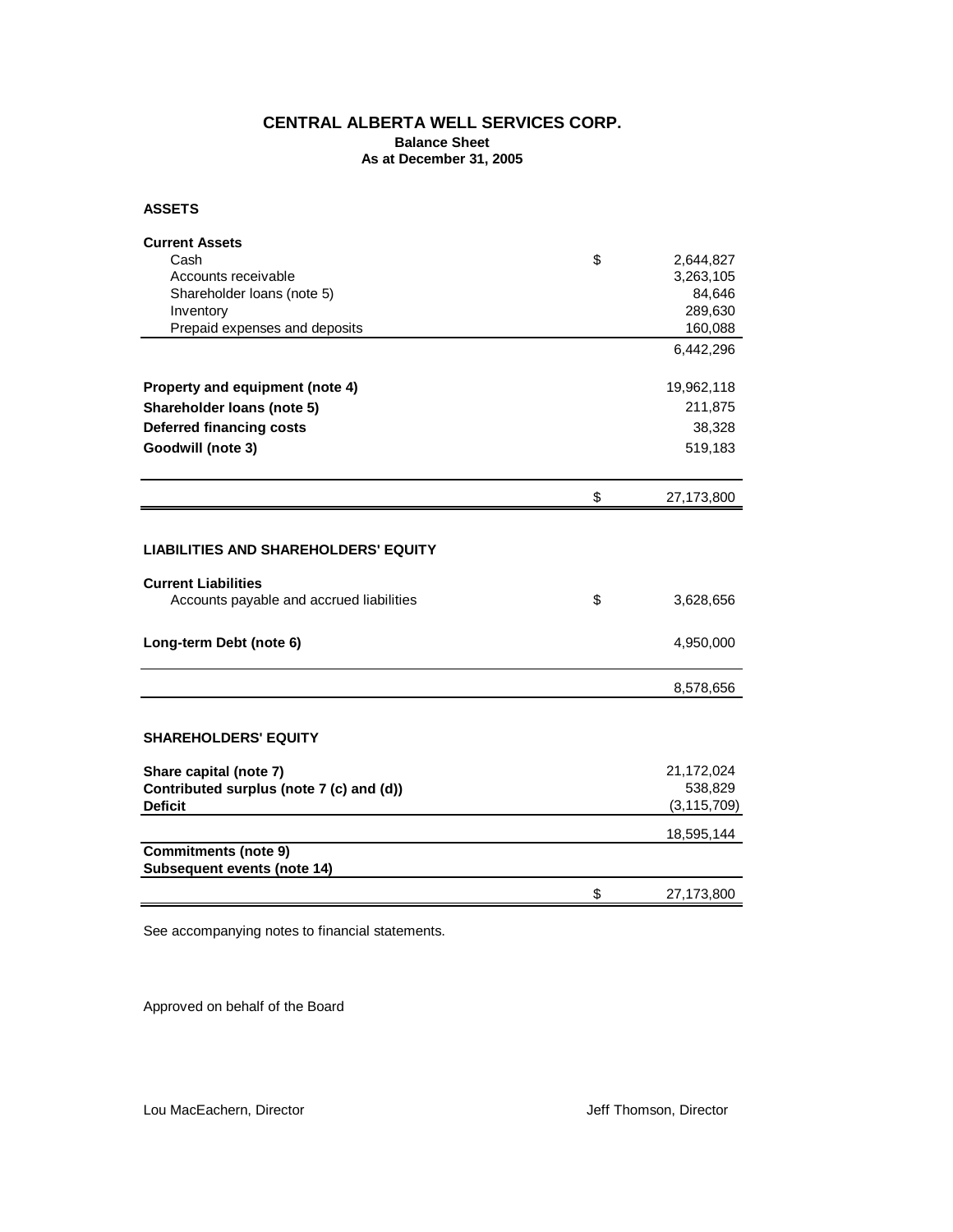# CENTRAL ALBERTA WELL SERVICES CORP.

**Balance Sheet**
**As at December 31, 2005**

## ASSETS

| | | |
|---|---|---|
| **Current Assets** | | |
| Cash | $ | 2,644,827 |
| Accounts receivable | | 3,263,105 |
| Shareholder loans (note 5) | | 84,646 |
| Inventory | | 289,630 |
| Prepaid expenses and deposits | | 160,088 |
| | | 6,442,296 |
| **Property and equipment (note 4)** | | 19,962,118 |
| **Shareholder loans (note 5)** | | 211,875 |
| **Deferred financing costs** | | 38,328 |
| **Goodwill (note 3)** | | 519,183 |
| | $ | 27,173,800 |

## LIABILITIES AND SHAREHOLDERS' EQUITY

| | | |
|---|---|---|
| **Current Liabilities** | | |
| Accounts payable and accrued liabilities | $ | 3,628,656 |
| **Long-term Debt (note 6)** | | 4,950,000 |
| | | 8,578,656 |

## SHAREHOLDERS' EQUITY

| | | |
|---|---|---|
| **Share capital (note 7)** | | 21,172,024 |
| **Contributed surplus (note 7 (c) and (d))** | | 538,829 |
| **Deficit** | | (3,115,709) |
| | | 18,595,144 |
| **Commitments (note 9)** | | |
| **Subsequent events (note 14)** | | |
| | $ | 27,173,800 |

See accompanying notes to financial statements.

Approved on behalf of the Board

Lou MacEachern, Director

Jeff Thomson, Director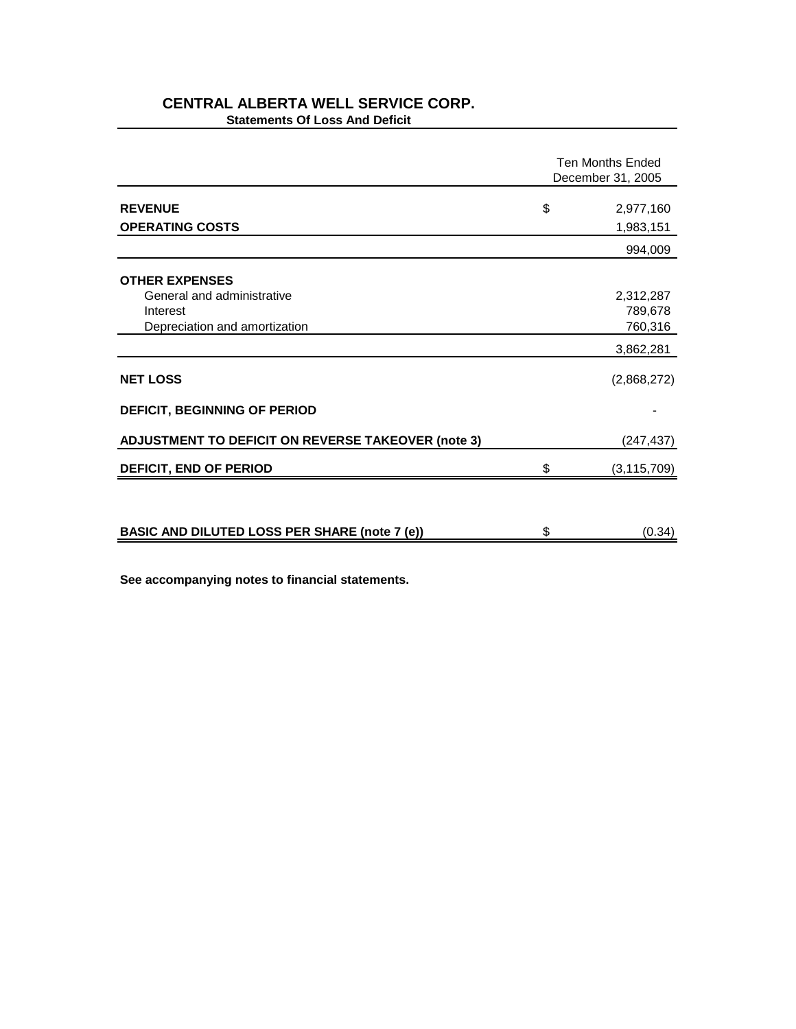# CENTRAL ALBERTA WELL SERVICE CORP.

**Statements Of Loss And Deficit**

| | | Ten Months Ended December 31, 2005 |
|---|---|---|
| **REVENUE** | $ | 2,977,160 |
| **OPERATING COSTS** | | 1,983,151 |
| | | 994,009 |
| **OTHER EXPENSES** | | |
| General and administrative | | 2,312,287 |
| Interest | | 789,678 |
| Depreciation and amortization | | 760,316 |
| | | 3,862,281 |
| **NET LOSS** | | (2,868,272) |
| **DEFICIT, BEGINNING OF PERIOD** | | - |
| **ADJUSTMENT TO DEFICIT ON REVERSE TAKEOVER (note 3)** | | (247,437) |
| **DEFICIT, END OF PERIOD** | $ | (3,115,709) |
| **BASIC AND DILUTED LOSS PER SHARE (note 7 (e))** | $ | (0.34) |

**See accompanying notes to financial statements.**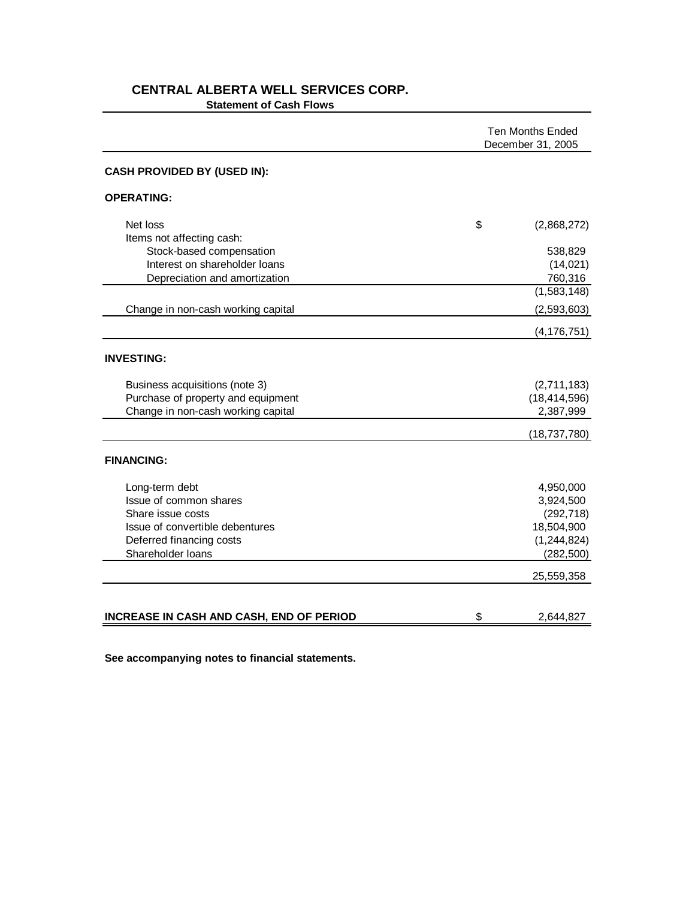# CENTRAL ALBERTA WELL SERVICES CORP.

**Statement of Cash Flows**

| | Ten Months Ended December 31, 2005 |
|---|---|
| **CASH PROVIDED BY (USED IN):** | |
| **OPERATING:** | |
| Net loss | $ (2,868,272) |
| Items not affecting cash: | |
| Stock-based compensation | 538,829 |
| Interest on shareholder loans | (14,021) |
| Depreciation and amortization | 760,316 |
| | (1,583,148) |
| Change in non-cash working capital | (2,593,603) |
| | (4,176,751) |
| **INVESTING:** | |
| Business acquisitions (note 3) | (2,711,183) |
| Purchase of property and equipment | (18,414,596) |
| Change in non-cash working capital | 2,387,999 |
| | (18,737,780) |
| **FINANCING:** | |
| Long-term debt | 4,950,000 |
| Issue of common shares | 3,924,500 |
| Share issue costs | (292,718) |
| Issue of convertible debentures | 18,504,900 |
| Deferred financing costs | (1,244,824) |
| Shareholder loans | (282,500) |
| | 25,559,358 |
| **INCREASE IN CASH AND CASH, END OF PERIOD** | $ 2,644,827 |

**See accompanying notes to financial statements.**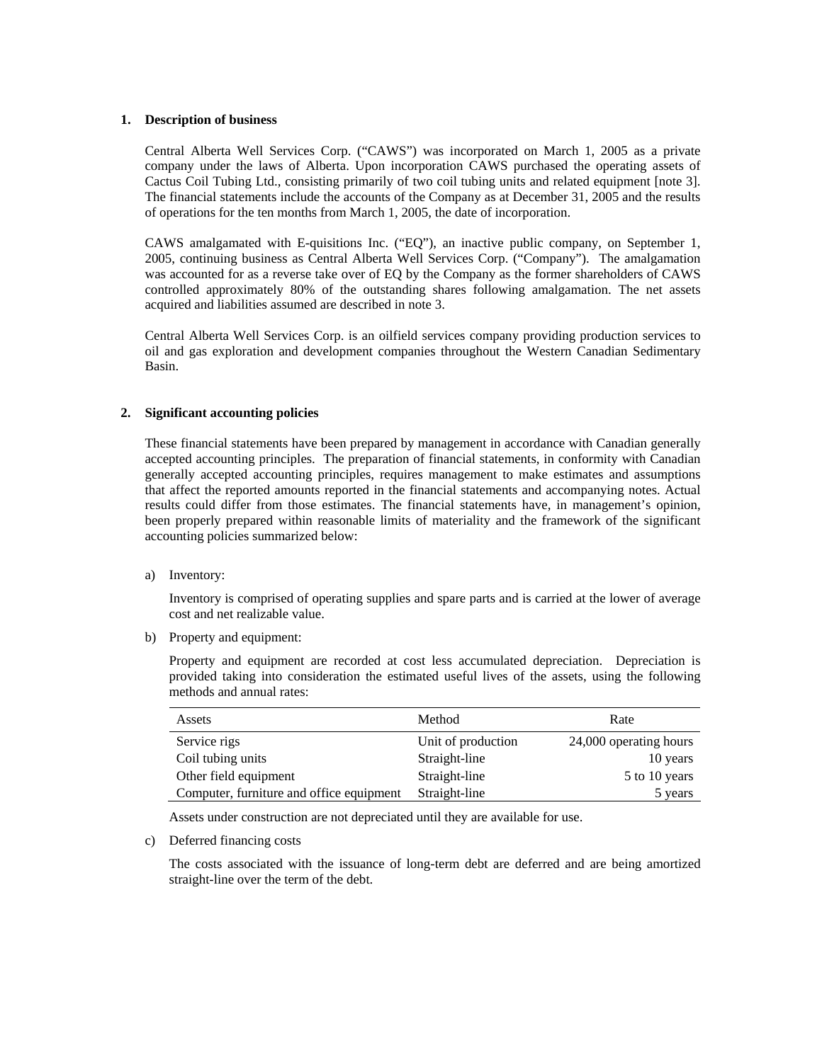## 1. Description of business

Central Alberta Well Services Corp. ("CAWS") was incorporated on March 1, 2005 as a private company under the laws of Alberta. Upon incorporation CAWS purchased the operating assets of Cactus Coil Tubing Ltd., consisting primarily of two coil tubing units and related equipment [note 3]. The financial statements include the accounts of the Company as at December 31, 2005 and the results of operations for the ten months from March 1, 2005, the date of incorporation.

CAWS amalgamated with E-quisitions Inc. ("EQ"), an inactive public company, on September 1, 2005, continuing business as Central Alberta Well Services Corp. ("Company"). The amalgamation was accounted for as a reverse take over of EQ by the Company as the former shareholders of CAWS controlled approximately 80% of the outstanding shares following amalgamation. The net assets acquired and liabilities assumed are described in note 3.

Central Alberta Well Services Corp. is an oilfield services company providing production services to oil and gas exploration and development companies throughout the Western Canadian Sedimentary Basin.

## 2. Significant accounting policies

These financial statements have been prepared by management in accordance with Canadian generally accepted accounting principles. The preparation of financial statements, in conformity with Canadian generally accepted accounting principles, requires management to make estimates and assumptions that affect the reported amounts reported in the financial statements and accompanying notes. Actual results could differ from those estimates. The financial statements have, in management's opinion, been properly prepared within reasonable limits of materiality and the framework of the significant accounting policies summarized below:

a) Inventory:

Inventory is comprised of operating supplies and spare parts and is carried at the lower of average cost and net realizable value.

b) Property and equipment:

Property and equipment are recorded at cost less accumulated depreciation. Depreciation is provided taking into consideration the estimated useful lives of the assets, using the following methods and annual rates:

| Assets | Method | Rate |
|---|---|---|
| Service rigs | Unit of production | 24,000 operating hours |
| Coil tubing units | Straight-line | 10 years |
| Other field equipment | Straight-line | 5 to 10 years |
| Computer, furniture and office equipment | Straight-line | 5 years |

Assets under construction are not depreciated until they are available for use.

c) Deferred financing costs

The costs associated with the issuance of long-term debt are deferred and are being amortized straight-line over the term of the debt.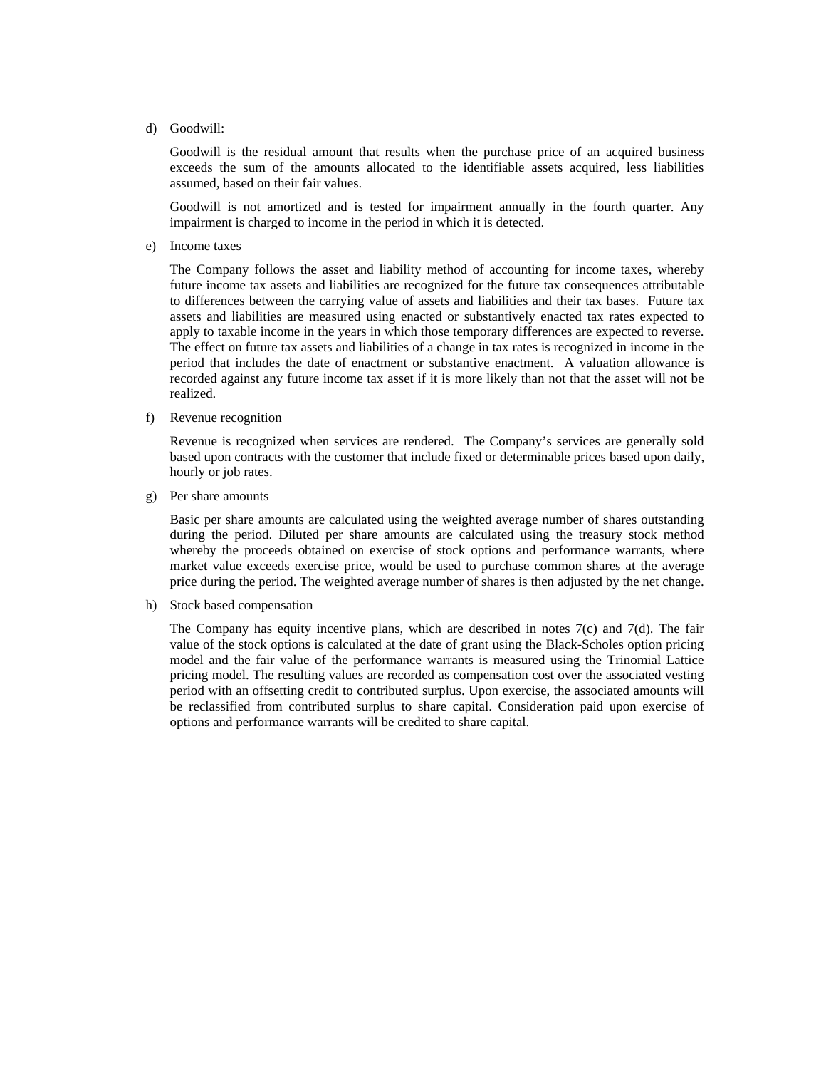d) Goodwill:

Goodwill is the residual amount that results when the purchase price of an acquired business exceeds the sum of the amounts allocated to the identifiable assets acquired, less liabilities assumed, based on their fair values.

Goodwill is not amortized and is tested for impairment annually in the fourth quarter. Any impairment is charged to income in the period in which it is detected.

e) Income taxes

The Company follows the asset and liability method of accounting for income taxes, whereby future income tax assets and liabilities are recognized for the future tax consequences attributable to differences between the carrying value of assets and liabilities and their tax bases. Future tax assets and liabilities are measured using enacted or substantively enacted tax rates expected to apply to taxable income in the years in which those temporary differences are expected to reverse. The effect on future tax assets and liabilities of a change in tax rates is recognized in income in the period that includes the date of enactment or substantive enactment. A valuation allowance is recorded against any future income tax asset if it is more likely than not that the asset will not be realized.

f) Revenue recognition

Revenue is recognized when services are rendered. The Company's services are generally sold based upon contracts with the customer that include fixed or determinable prices based upon daily, hourly or job rates.

g) Per share amounts

Basic per share amounts are calculated using the weighted average number of shares outstanding during the period. Diluted per share amounts are calculated using the treasury stock method whereby the proceeds obtained on exercise of stock options and performance warrants, where market value exceeds exercise price, would be used to purchase common shares at the average price during the period. The weighted average number of shares is then adjusted by the net change.

h) Stock based compensation

The Company has equity incentive plans, which are described in notes 7(c) and 7(d). The fair value of the stock options is calculated at the date of grant using the Black-Scholes option pricing model and the fair value of the performance warrants is measured using the Trinomial Lattice pricing model. The resulting values are recorded as compensation cost over the associated vesting period with an offsetting credit to contributed surplus. Upon exercise, the associated amounts will be reclassified from contributed surplus to share capital. Consideration paid upon exercise of options and performance warrants will be credited to share capital.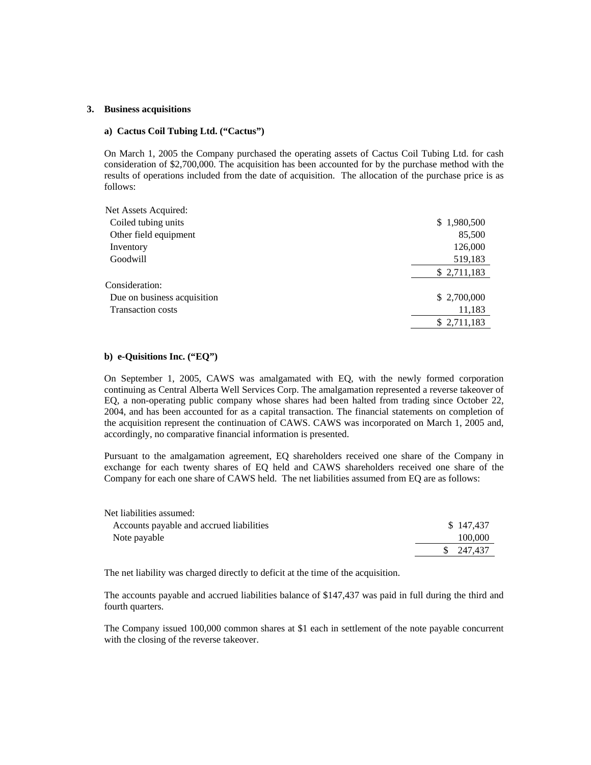### 3. Business acquisitions

#### a) Cactus Coil Tubing Ltd. ("Cactus")

On March 1, 2005 the Company purchased the operating assets of Cactus Coil Tubing Ltd. for cash consideration of $2,700,000. The acquisition has been accounted for by the purchase method with the results of operations included from the date of acquisition. The allocation of the purchase price is as follows:

| | |
|---|---|
| Net Assets Acquired: | |
| Coiled tubing units | $ 1,980,500 |
| Other field equipment | 85,500 |
| Inventory | 126,000 |
| Goodwill | 519,183 |
| | $ 2,711,183 |
| Consideration: | |
| Due on business acquisition | $ 2,700,000 |
| Transaction costs | 11,183 |
| | $ 2,711,183 |

#### b) e-Quisitions Inc. ("EQ")

On September 1, 2005, CAWS was amalgamated with EQ, with the newly formed corporation continuing as Central Alberta Well Services Corp. The amalgamation represented a reverse takeover of EQ, a non-operating public company whose shares had been halted from trading since October 22, 2004, and has been accounted for as a capital transaction. The financial statements on completion of the acquisition represent the continuation of CAWS. CAWS was incorporated on March 1, 2005 and, accordingly, no comparative financial information is presented.

Pursuant to the amalgamation agreement, EQ shareholders received one share of the Company in exchange for each twenty shares of EQ held and CAWS shareholders received one share of the Company for each one share of CAWS held. The net liabilities assumed from EQ are as follows:

| | |
|---|---|
| Net liabilities assumed: | |
| Accounts payable and accrued liabilities | $ 147,437 |
| Note payable | 100,000 |
| | $ 247,437 |

The net liability was charged directly to deficit at the time of the acquisition.

The accounts payable and accrued liabilities balance of $147,437 was paid in full during the third and fourth quarters.

The Company issued 100,000 common shares at $1 each in settlement of the note payable concurrent with the closing of the reverse takeover.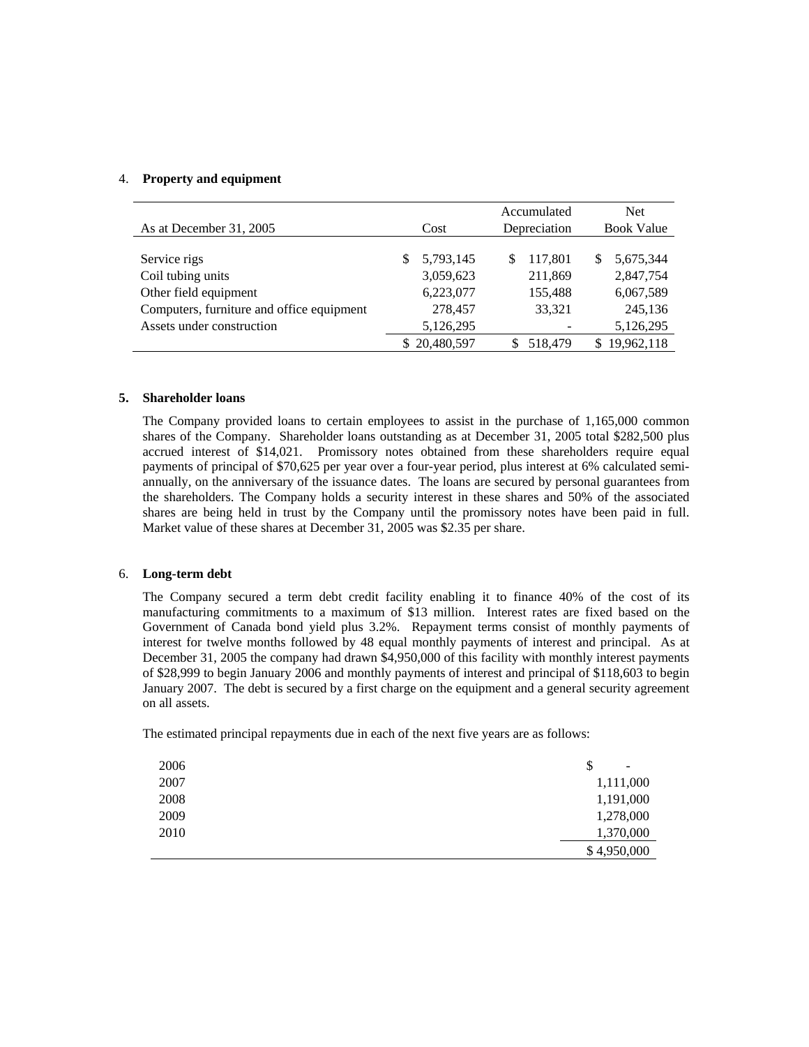4. **Property and equipment**

| As at December 31, 2005 | Cost | Accumulated Depreciation | Net Book Value |
|---|---|---|---|
| Service rigs | $ 5,793,145 | $ 117,801 | $ 5,675,344 |
| Coil tubing units | 3,059,623 | 211,869 | 2,847,754 |
| Other field equipment | 6,223,077 | 155,488 | 6,067,589 |
| Computers, furniture and office equipment | 278,457 | 33,321 | 245,136 |
| Assets under construction | 5,126,295 | - | 5,126,295 |
| | $ 20,480,597 | $ 518,479 | $ 19,962,118 |

5. **Shareholder loans**

The Company provided loans to certain employees to assist in the purchase of 1,165,000 common shares of the Company. Shareholder loans outstanding as at December 31, 2005 total $282,500 plus accrued interest of $14,021. Promissory notes obtained from these shareholders require equal payments of principal of $70,625 per year over a four-year period, plus interest at 6% calculated semi-annually, on the anniversary of the issuance dates. The loans are secured by personal guarantees from the shareholders. The Company holds a security interest in these shares and 50% of the associated shares are being held in trust by the Company until the promissory notes have been paid in full. Market value of these shares at December 31, 2005 was $2.35 per share.

6. **Long-term debt**

The Company secured a term debt credit facility enabling it to finance 40% of the cost of its manufacturing commitments to a maximum of $13 million. Interest rates are fixed based on the Government of Canada bond yield plus 3.2%. Repayment terms consist of monthly payments of interest for twelve months followed by 48 equal monthly payments of interest and principal. As at December 31, 2005 the company had drawn $4,950,000 of this facility with monthly interest payments of $28,999 to begin January 2006 and monthly payments of interest and principal of $118,603 to begin January 2007. The debt is secured by a first charge on the equipment and a general security agreement on all assets.

The estimated principal repayments due in each of the next five years are as follows:

| Year | Amount |
|---|---|
| 2006 | $ - |
| 2007 | 1,111,000 |
| 2008 | 1,191,000 |
| 2009 | 1,278,000 |
| 2010 | 1,370,000 |
| | $ 4,950,000 |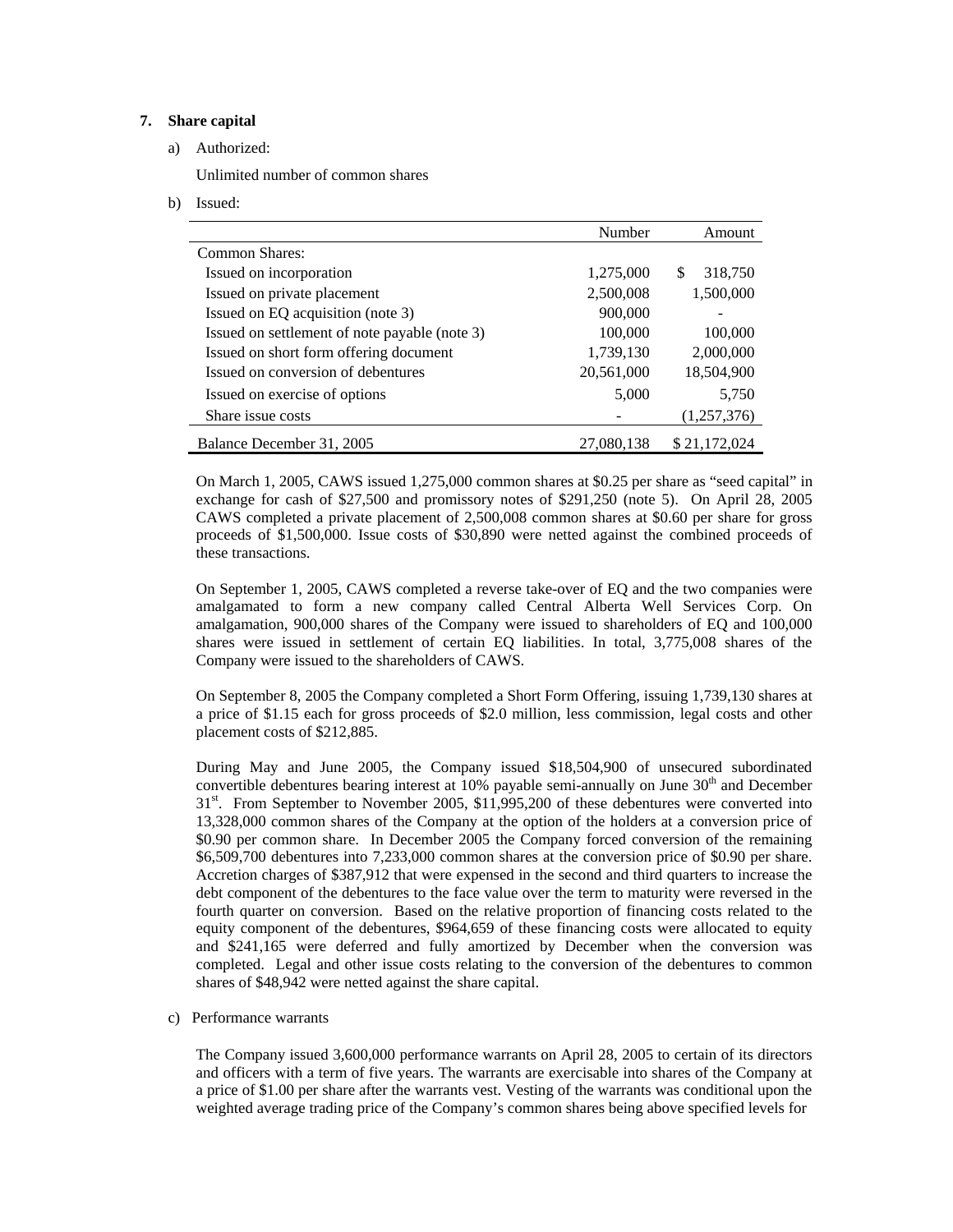## 7. Share capital

a) Authorized:

Unlimited number of common shares

b) Issued:

| | Number | Amount |
|---|---|---|
| Common Shares: | | |
| Issued on incorporation | 1,275,000 | $ 318,750 |
| Issued on private placement | 2,500,008 | 1,500,000 |
| Issued on EQ acquisition (note 3) | 900,000 | - |
| Issued on settlement of note payable (note 3) | 100,000 | 100,000 |
| Issued on short form offering document | 1,739,130 | 2,000,000 |
| Issued on conversion of debentures | 20,561,000 | 18,504,900 |
| Issued on exercise of options | 5,000 | 5,750 |
| Share issue costs | - | (1,257,376) |
| Balance December 31, 2005 | 27,080,138 | $ 21,172,024 |

On March 1, 2005, CAWS issued 1,275,000 common shares at $0.25 per share as "seed capital" in exchange for cash of $27,500 and promissory notes of $291,250 (note 5). On April 28, 2005 CAWS completed a private placement of 2,500,008 common shares at $0.60 per share for gross proceeds of $1,500,000. Issue costs of $30,890 were netted against the combined proceeds of these transactions.

On September 1, 2005, CAWS completed a reverse take-over of EQ and the two companies were amalgamated to form a new company called Central Alberta Well Services Corp. On amalgamation, 900,000 shares of the Company were issued to shareholders of EQ and 100,000 shares were issued in settlement of certain EQ liabilities. In total, 3,775,008 shares of the Company were issued to the shareholders of CAWS.

On September 8, 2005 the Company completed a Short Form Offering, issuing 1,739,130 shares at a price of $1.15 each for gross proceeds of $2.0 million, less commission, legal costs and other placement costs of $212,885.

During May and June 2005, the Company issued $18,504,900 of unsecured subordinated convertible debentures bearing interest at 10% payable semi-annually on June 30th and December 31st. From September to November 2005, $11,995,200 of these debentures were converted into 13,328,000 common shares of the Company at the option of the holders at a conversion price of $0.90 per common share. In December 2005 the Company forced conversion of the remaining $6,509,700 debentures into 7,233,000 common shares at the conversion price of $0.90 per share. Accretion charges of $387,912 that were expensed in the second and third quarters to increase the debt component of the debentures to the face value over the term to maturity were reversed in the fourth quarter on conversion. Based on the relative proportion of financing costs related to the equity component of the debentures, $964,659 of these financing costs were allocated to equity and $241,165 were deferred and fully amortized by December when the conversion was completed. Legal and other issue costs relating to the conversion of the debentures to common shares of $48,942 were netted against the share capital.

c) Performance warrants

The Company issued 3,600,000 performance warrants on April 28, 2005 to certain of its directors and officers with a term of five years. The warrants are exercisable into shares of the Company at a price of $1.00 per share after the warrants vest. Vesting of the warrants was conditional upon the weighted average trading price of the Company's common shares being above specified levels for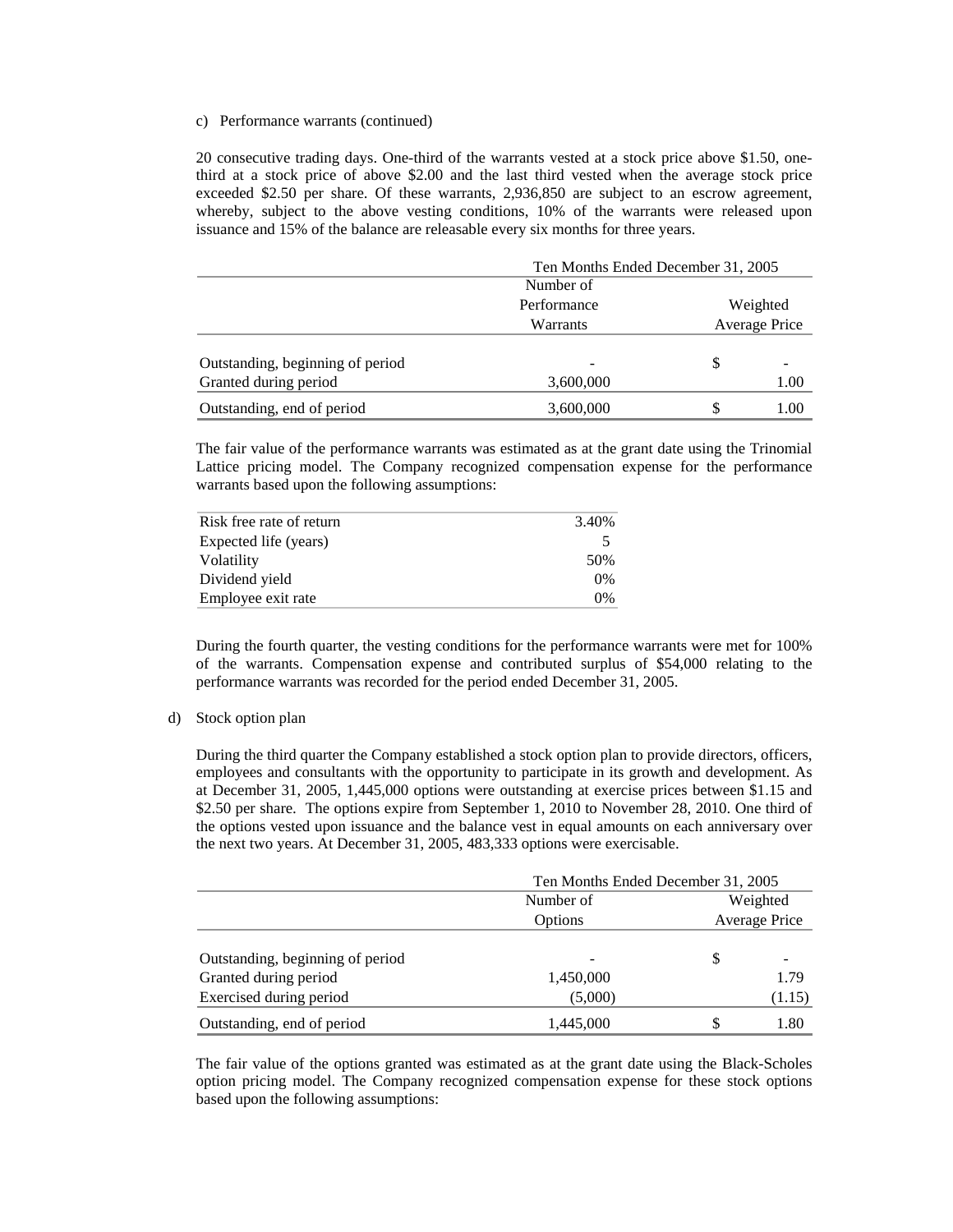c) Performance warrants (continued)

20 consecutive trading days. One-third of the warrants vested at a stock price above $1.50, one-third at a stock price of above $2.00 and the last third vested when the average stock price exceeded $2.50 per share. Of these warrants, 2,936,850 are subject to an escrow agreement, whereby, subject to the above vesting conditions, 10% of the warrants were released upon issuance and 15% of the balance are releasable every six months for three years.

| | Ten Months Ended December 31, 2005 | |
|---|---|---|
| | Number of Performance Warrants | Weighted Average Price |
| Outstanding, beginning of period | - | $ - |
| Granted during period | 3,600,000 | 1.00 |
| Outstanding, end of period | 3,600,000 | $ 1.00 |

The fair value of the performance warrants was estimated as at the grant date using the Trinomial Lattice pricing model. The Company recognized compensation expense for the performance warrants based upon the following assumptions:

| | |
|---|---|
| Risk free rate of return | 3.40% |
| Expected life (years) | 5 |
| Volatility | 50% |
| Dividend yield | 0% |
| Employee exit rate | 0% |

During the fourth quarter, the vesting conditions for the performance warrants were met for 100% of the warrants. Compensation expense and contributed surplus of $54,000 relating to the performance warrants was recorded for the period ended December 31, 2005.

d) Stock option plan

During the third quarter the Company established a stock option plan to provide directors, officers, employees and consultants with the opportunity to participate in its growth and development. As at December 31, 2005, 1,445,000 options were outstanding at exercise prices between $1.15 and $2.50 per share. The options expire from September 1, 2010 to November 28, 2010. One third of the options vested upon issuance and the balance vest in equal amounts on each anniversary over the next two years. At December 31, 2005, 483,333 options were exercisable.

| | Ten Months Ended December 31, 2005 | |
|---|---|---|
| | Number of Options | Weighted Average Price |
| Outstanding, beginning of period | - | $ - |
| Granted during period | 1,450,000 | 1.79 |
| Exercised during period | (5,000) | (1.15) |
| Outstanding, end of period | 1,445,000 | $ 1.80 |

The fair value of the options granted was estimated as at the grant date using the Black-Scholes option pricing model. The Company recognized compensation expense for these stock options based upon the following assumptions: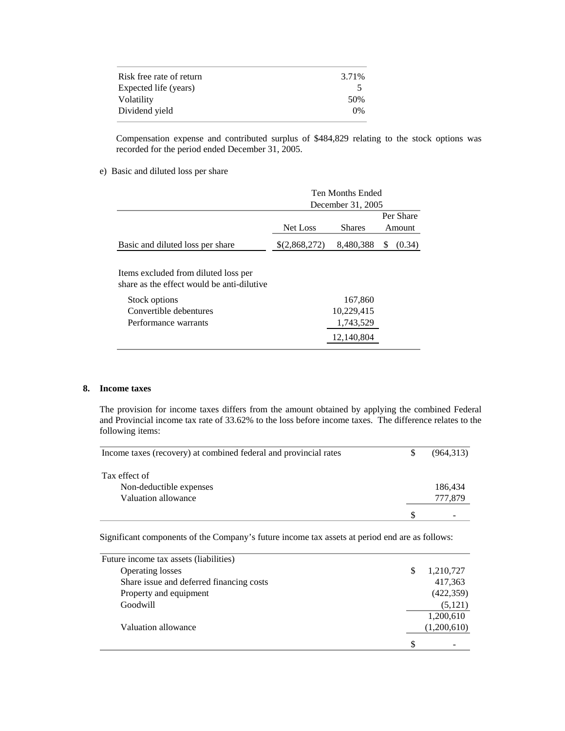| | |
|---|---|
| Risk free rate of return | 3.71% |
| Expected life (years) | 5 |
| Volatility | 50% |
| Dividend yield | 0% |

Compensation expense and contributed surplus of $484,829 relating to the stock options was recorded for the period ended December 31, 2005.

e) Basic and diluted loss per share

| | Ten Months Ended December 31, 2005 | | |
|---|---|---|---|
| | Net Loss | Shares | Per Share Amount |
| Basic and diluted loss per share | $(2,868,272) | 8,480,388 | $ (0.34) |
| Items excluded from diluted loss per share as the effect would be anti-dilutive | | | |
| Stock options | | 167,860 | |
| Convertible debentures | | 10,229,415 | |
| Performance warrants | | 1,743,529 | |
| | | 12,140,804 | |

**8. Income taxes**

The provision for income taxes differs from the amount obtained by applying the combined Federal and Provincial income tax rate of 33.62% to the loss before income taxes. The difference relates to the following items:

| | |
|---|---|
| Income taxes (recovery) at combined federal and provincial rates | $ (964,313) |
| Tax effect of | |
| Non-deductible expenses | 186,434 |
| Valuation allowance | 777,879 |
| | $ - |

Significant components of the Company's future income tax assets at period end are as follows:

| | |
|---|---|
| Future income tax assets (liabilities) | |
| Operating losses | $ 1,210,727 |
| Share issue and deferred financing costs | 417,363 |
| Property and equipment | (422,359) |
| Goodwill | (5,121) |
| | 1,200,610 |
| Valuation allowance | (1,200,610) |
| | $ - |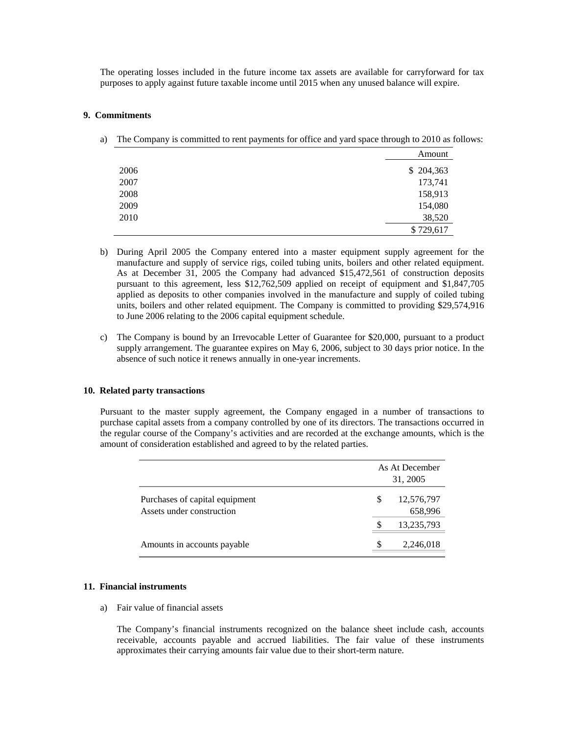The operating losses included in the future income tax assets are available for carryforward for tax purposes to apply against future taxable income until 2015 when any unused balance will expire.

## 9. Commitments

a) The Company is committed to rent payments for office and yard space through to 2010 as follows:

| | Amount |
|---|---|
| 2006 | $ 204,363 |
| 2007 | 173,741 |
| 2008 | 158,913 |
| 2009 | 154,080 |
| 2010 | 38,520 |
| | $ 729,617 |

b) During April 2005 the Company entered into a master equipment supply agreement for the manufacture and supply of service rigs, coiled tubing units, boilers and other related equipment. As at December 31, 2005 the Company had advanced $15,472,561 of construction deposits pursuant to this agreement, less $12,762,509 applied on receipt of equipment and $1,847,705 applied as deposits to other companies involved in the manufacture and supply of coiled tubing units, boilers and other related equipment. The Company is committed to providing $29,574,916 to June 2006 relating to the 2006 capital equipment schedule.

c) The Company is bound by an Irrevocable Letter of Guarantee for $20,000, pursuant to a product supply arrangement. The guarantee expires on May 6, 2006, subject to 30 days prior notice. In the absence of such notice it renews annually in one-year increments.

## 10. Related party transactions

Pursuant to the master supply agreement, the Company engaged in a number of transactions to purchase capital assets from a company controlled by one of its directors. The transactions occurred in the regular course of the Company's activities and are recorded at the exchange amounts, which is the amount of consideration established and agreed to by the related parties.

| | As At December 31, 2005 |
|---|---|
| Purchases of capital equipment | $ 12,576,797 |
| Assets under construction | 658,996 |
| | $ 13,235,793 |
| Amounts in accounts payable | $ 2,246,018 |

## 11. Financial instruments

a) Fair value of financial assets

The Company's financial instruments recognized on the balance sheet include cash, accounts receivable, accounts payable and accrued liabilities. The fair value of these instruments approximates their carrying amounts fair value due to their short-term nature.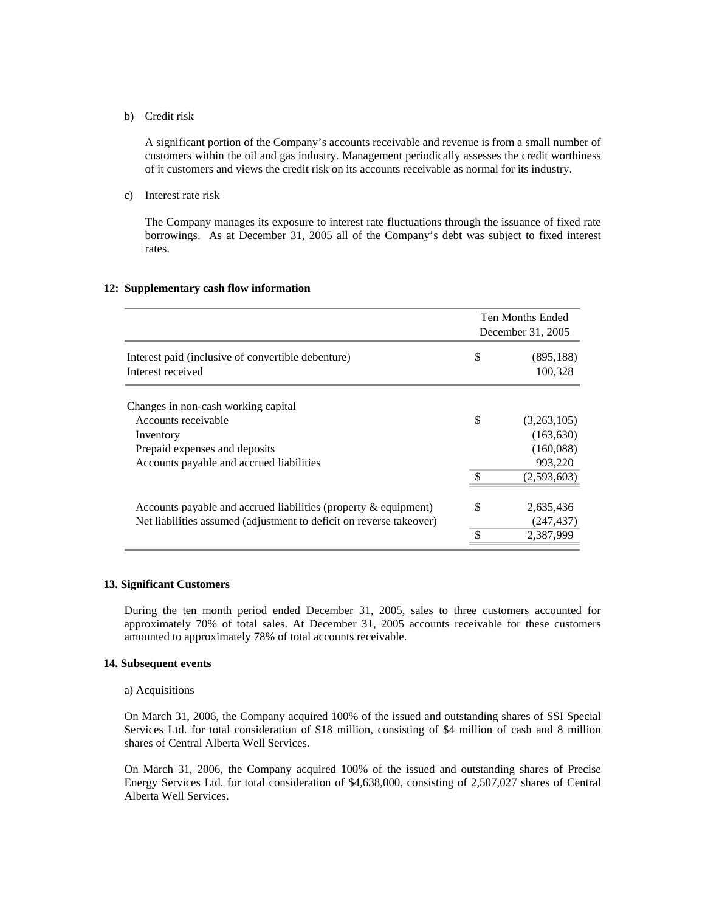b) Credit risk

A significant portion of the Company's accounts receivable and revenue is from a small number of customers within the oil and gas industry. Management periodically assesses the credit worthiness of it customers and views the credit risk on its accounts receivable as normal for its industry.

c) Interest rate risk

The Company manages its exposure to interest rate fluctuations through the issuance of fixed rate borrowings. As at December 31, 2005 all of the Company's debt was subject to fixed interest rates.

**12: Supplementary cash flow information**

| | | Ten Months Ended December 31, 2005 |
|---|---|---|
| Interest paid (inclusive of convertible debenture) | $ | (895,188) |
| Interest received | | 100,328 |
| | | |
| Changes in non-cash working capital | | |
| Accounts receivable | $ | (3,263,105) |
| Inventory | | (163,630) |
| Prepaid expenses and deposits | | (160,088) |
| Accounts payable and accrued liabilities | | 993,220 |
| | $ | (2,593,603) |
| | | |
| Accounts payable and accrued liabilities (property & equipment) | $ | 2,635,436 |
| Net liabilities assumed (adjustment to deficit on reverse takeover) | | (247,437) |
| | $ | 2,387,999 |

**13. Significant Customers**

During the ten month period ended December 31, 2005, sales to three customers accounted for approximately 70% of total sales. At December 31, 2005 accounts receivable for these customers amounted to approximately 78% of total accounts receivable.

**14. Subsequent events**

a) Acquisitions

On March 31, 2006, the Company acquired 100% of the issued and outstanding shares of SSI Special Services Ltd. for total consideration of $18 million, consisting of $4 million of cash and 8 million shares of Central Alberta Well Services.

On March 31, 2006, the Company acquired 100% of the issued and outstanding shares of Precise Energy Services Ltd. for total consideration of $4,638,000, consisting of 2,507,027 shares of Central Alberta Well Services.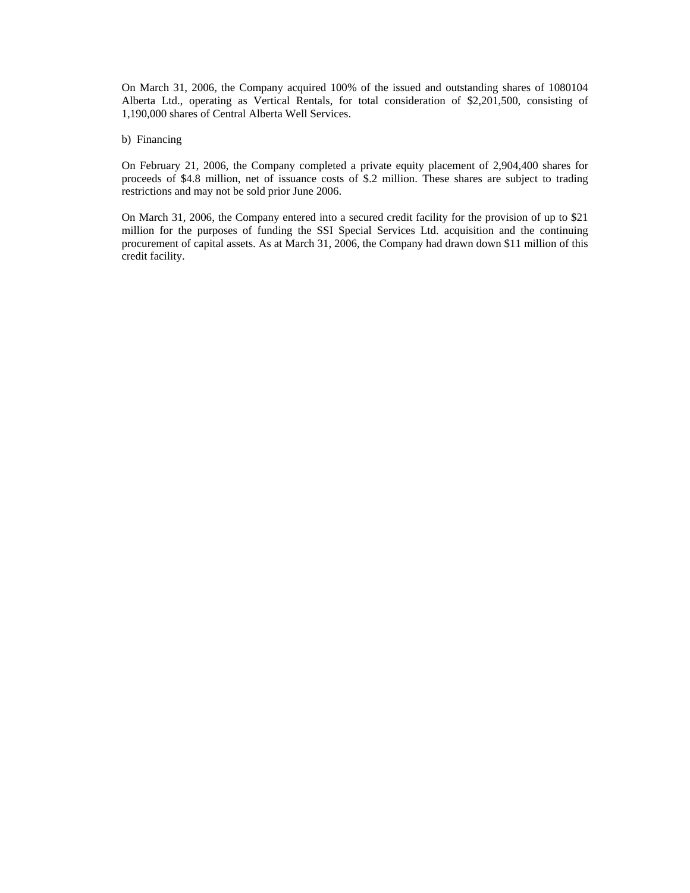On March 31, 2006, the Company acquired 100% of the issued and outstanding shares of 1080104 Alberta Ltd., operating as Vertical Rentals, for total consideration of $2,201,500, consisting of 1,190,000 shares of Central Alberta Well Services.

b) Financing

On February 21, 2006, the Company completed a private equity placement of 2,904,400 shares for proceeds of $4.8 million, net of issuance costs of $.2 million. These shares are subject to trading restrictions and may not be sold prior June 2006.

On March 31, 2006, the Company entered into a secured credit facility for the provision of up to $21 million for the purposes of funding the SSI Special Services Ltd. acquisition and the continuing procurement of capital assets. As at March 31, 2006, the Company had drawn down $11 million of this credit facility.